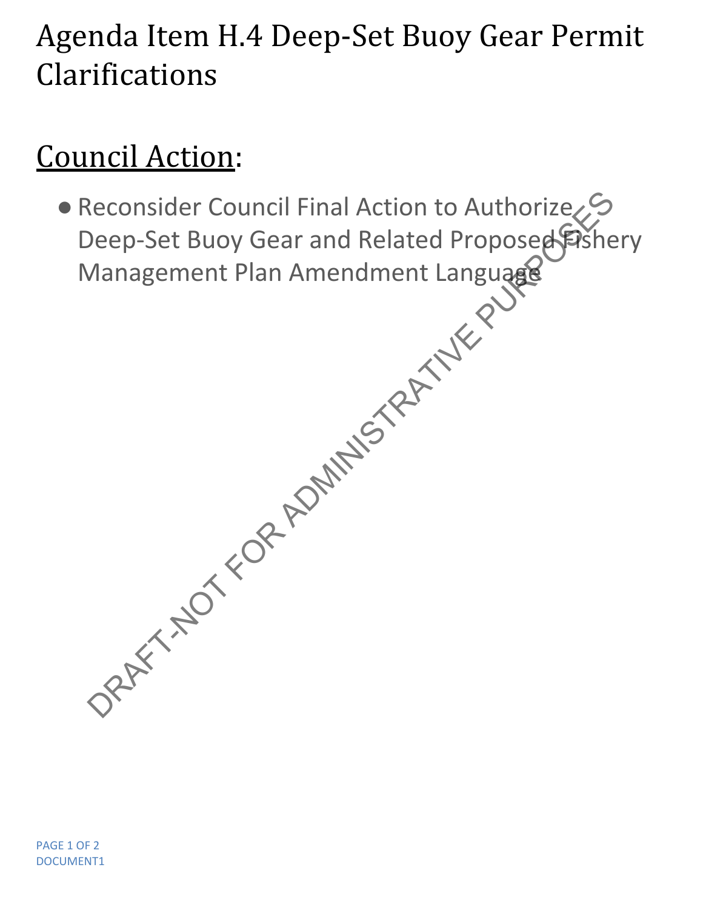# Agenda Item H.4 Deep-Set Buoy Gear Permit Clarifications

## <u>Council Action</u>:

- Reconsider Council Final Action to Authorize Deep-Set Buoy Gear and Related Proposed Fishery Management Plan Amendment Language

DRAFT-NOT FOR ADMINISTRATIVE PURPOSES

DOCUMENT1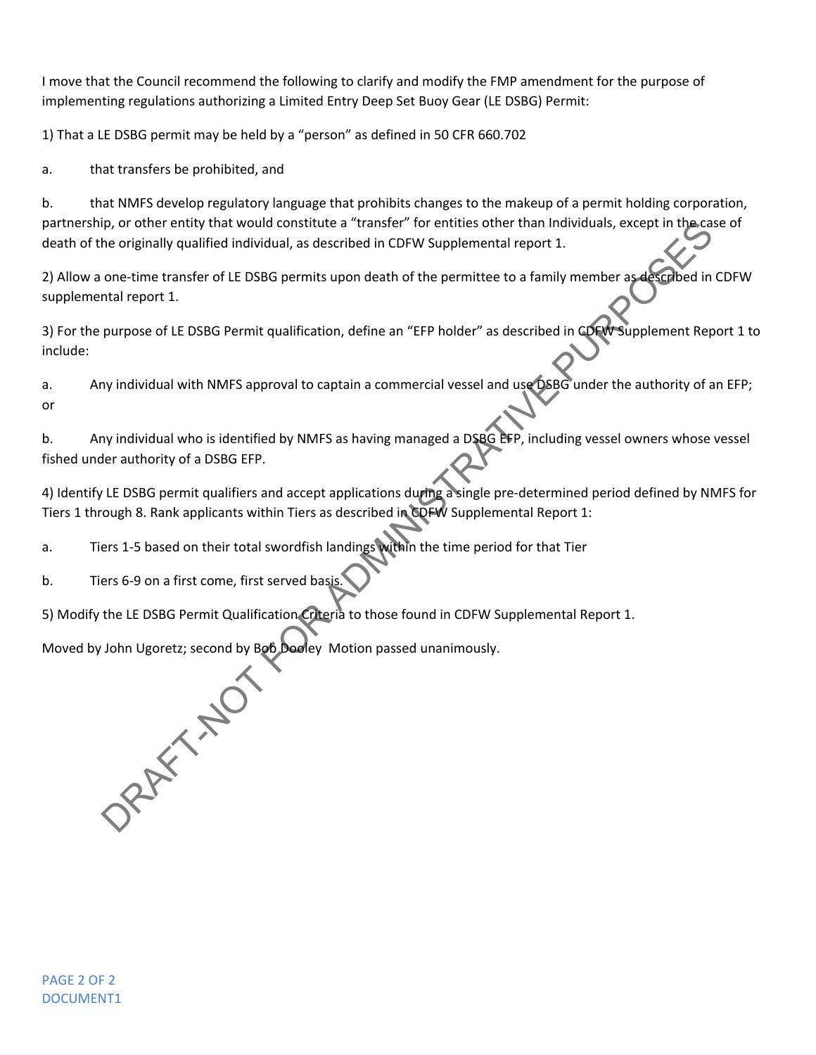I move that the Council recommend the following to clarify and modify the FMP amendment for the purpose of implementing regulations authorizing a Limited Entry Deep Set Buoy Gear (LE DSBG) Permit:

1) That a LE DSBG permit may be held by a "person" as defined in 50 CFR 660.702

a. that transfers be prohibited, and

b. that NMFS develop regulatory language that prohibits changes to the makeup of a permit holding corporation, partnership, or other entity that would constitute a "transfer" for entities other than Individuals, except in the case of death of the originally qualified individual, as described in CDFW Supplemental report 1.

2) Allow a one-time transfer of LE DSBG permits upon death of the permittee to a family member as described in CDFW supplemental report 1.

3) For the purpose of LE DSBG Permit qualification, define an "EFP holder" as described in CDFW Supplement Report 1 to include:

a. Any individual with NMFS approval to captain a commercial vessel and use DSBG under the authority of an EFP; or

b. Any individual who is identified by NMFS as having managed a DSBG EFP, including vessel owners whose vessel fished under authority of a DSBG EFP.

4) Identify LE DSBG permit qualifiers and accept applications during a single pre-determined period defined by NMFS for Tiers 1 through 8. Rank applicants within Tiers as described in CDFW Supplemental Report 1:

a. Tiers 1-5 based on their total swordfish landings within the time period for that Tier

b. Tiers 6-9 on a first come, first served basis.

5) Modify the LE DSBG Permit Qualification Criteria to those found in CDFW Supplemental Report 1.

Moved by John Ugoretz; second by Bob Dooley Motion passed unanimously.

DRAFT-NOT FOR ADMINISTRATIVE PURPOSES